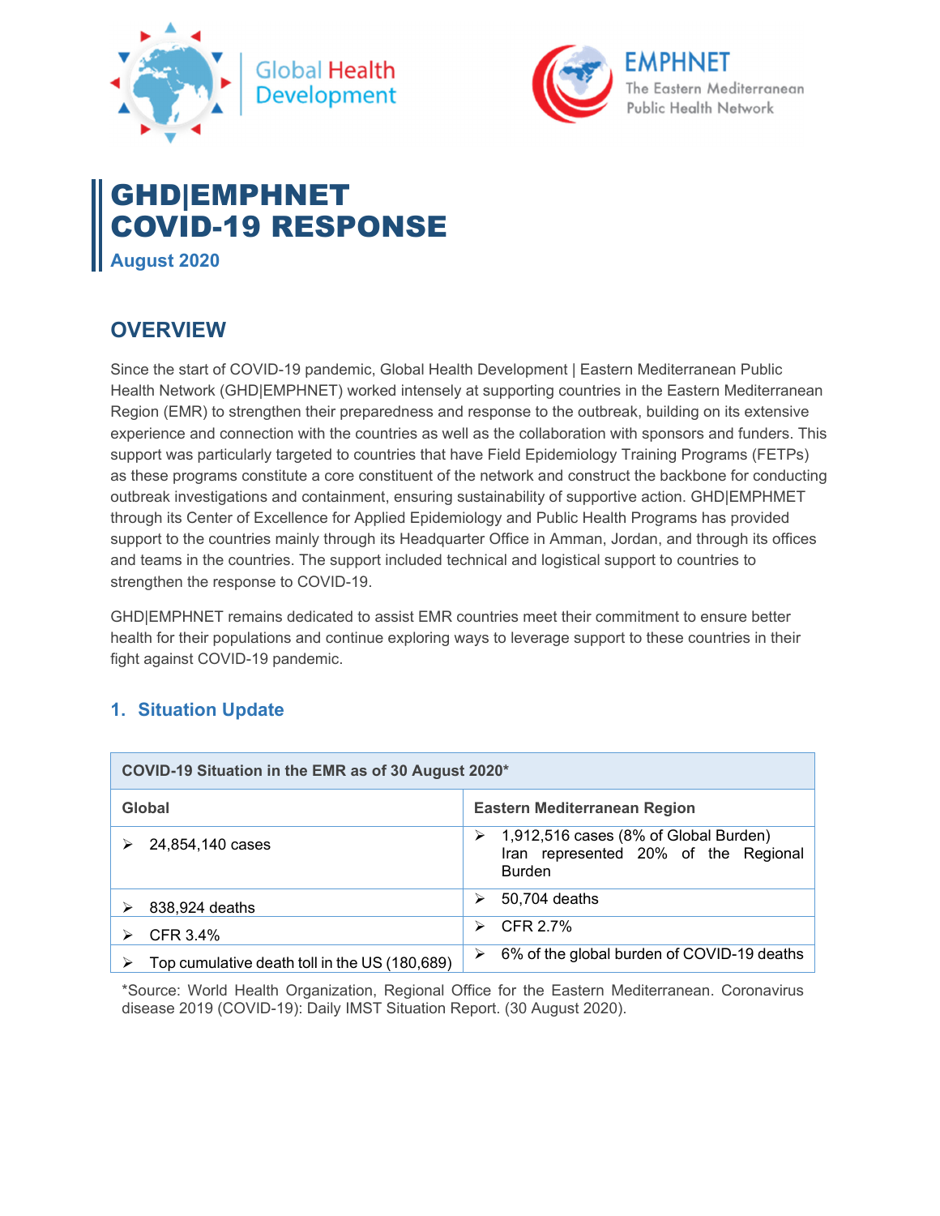# GHD|EMPHNET COVID-19 RESPONSE

**August 2020**

## OVERVIEW

Since the start of COVID-19 pandemic, Global Health Development | Eastern Mediterranean Public Health Network (GHD|EMPHNET) worked intensely at supporting countries in the Eastern Mediterranean Region (EMR) to strengthen their preparedness and response to the outbreak, building on its extensive experience and connection with the countries as well as the collaboration with sponsors and funders. This support was particularly targeted to countries that have Field Epidemiology Training Programs (FETPs) as these programs constitute a core constituent of the network and construct the backbone for conducting outbreak investigations and containment, ensuring sustainability of supportive action. GHD|EMPHMET through its Center of Excellence for Applied Epidemiology and Public Health Programs has provided support to the countries mainly through its Headquarter Office in Amman, Jordan, and through its offices and teams in the countries. The support included technical and logistical support to countries to strengthen the response to COVID-19.

GHD|EMPHNET remains dedicated to assist EMR countries meet their commitment to ensure better health for their populations and continue exploring ways to leverage support to these countries in their fight against COVID-19 pandemic.

### 1. Situation Update

| COVID-19 Situation in the EMR as of 30 August 2020* | |
|---|---|
| **Global** | **Eastern Mediterranean Region** |
| ➢ 24,854,140 cases | ➢ 1,912,516 cases (8% of Global Burden) Iran represented 20% of the Regional Burden |
| ➢ 838,924 deaths | ➢ 50,704 deaths |
| ➢ CFR 3.4% | ➢ CFR 2.7% |
| ➢ Top cumulative death toll in the US (180,689) | ➢ 6% of the global burden of COVID-19 deaths |

*Source: World Health Organization, Regional Office for the Eastern Mediterranean. Coronavirus disease 2019 (COVID-19): Daily IMST Situation Report. (30 August 2020).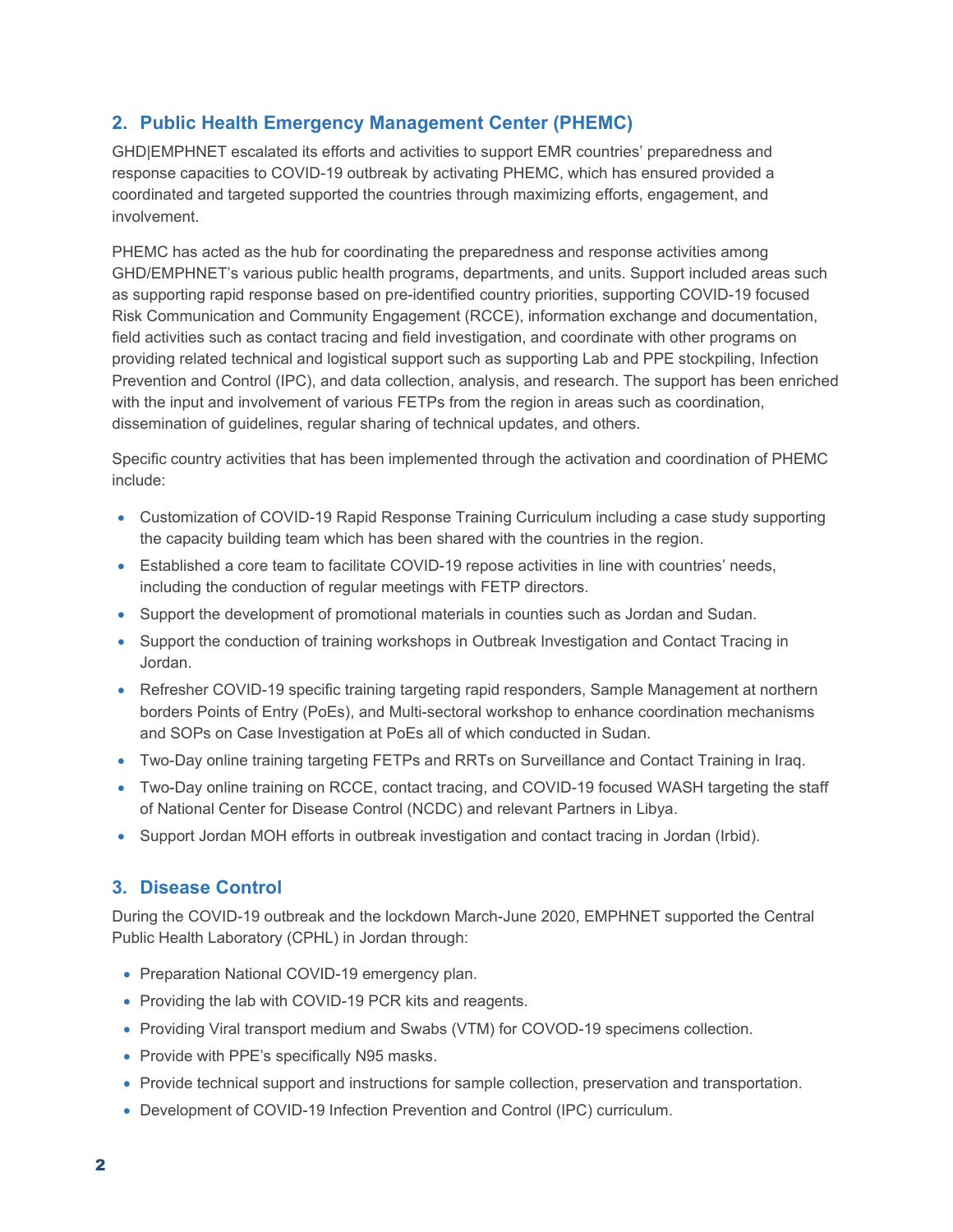## 2. Public Health Emergency Management Center (PHEMC)

GHD|EMPHNET escalated its efforts and activities to support EMR countries' preparedness and response capacities to COVID-19 outbreak by activating PHEMC, which has ensured provided a coordinated and targeted supported the countries through maximizing efforts, engagement, and involvement.

PHEMC has acted as the hub for coordinating the preparedness and response activities among GHD/EMPHNET's various public health programs, departments, and units. Support included areas such as supporting rapid response based on pre-identified country priorities, supporting COVID-19 focused Risk Communication and Community Engagement (RCCE), information exchange and documentation, field activities such as contact tracing and field investigation, and coordinate with other programs on providing related technical and logistical support such as supporting Lab and PPE stockpiling, Infection Prevention and Control (IPC), and data collection, analysis, and research. The support has been enriched with the input and involvement of various FETPs from the region in areas such as coordination, dissemination of guidelines, regular sharing of technical updates, and others.

Specific country activities that has been implemented through the activation and coordination of PHEMC include:

- Customization of COVID-19 Rapid Response Training Curriculum including a case study supporting the capacity building team which has been shared with the countries in the region.
- Established a core team to facilitate COVID-19 repose activities in line with countries' needs, including the conduction of regular meetings with FETP directors.
- Support the development of promotional materials in counties such as Jordan and Sudan.
- Support the conduction of training workshops in Outbreak Investigation and Contact Tracing in Jordan.
- Refresher COVID-19 specific training targeting rapid responders, Sample Management at northern borders Points of Entry (PoEs), and Multi-sectoral workshop to enhance coordination mechanisms and SOPs on Case Investigation at PoEs all of which conducted in Sudan.
- Two-Day online training targeting FETPs and RRTs on Surveillance and Contact Training in Iraq.
- Two-Day online training on RCCE, contact tracing, and COVID-19 focused WASH targeting the staff of National Center for Disease Control (NCDC) and relevant Partners in Libya.
- Support Jordan MOH efforts in outbreak investigation and contact tracing in Jordan (Irbid).

## 3. Disease Control

During the COVID-19 outbreak and the lockdown March-June 2020, EMPHNET supported the Central Public Health Laboratory (CPHL) in Jordan through:

- Preparation National COVID-19 emergency plan.
- Providing the lab with COVID-19 PCR kits and reagents.
- Providing Viral transport medium and Swabs (VTM) for COVOD-19 specimens collection.
- Provide with PPE's specifically N95 masks.
- Provide technical support and instructions for sample collection, preservation and transportation.
- Development of COVID-19 Infection Prevention and Control (IPC) curriculum.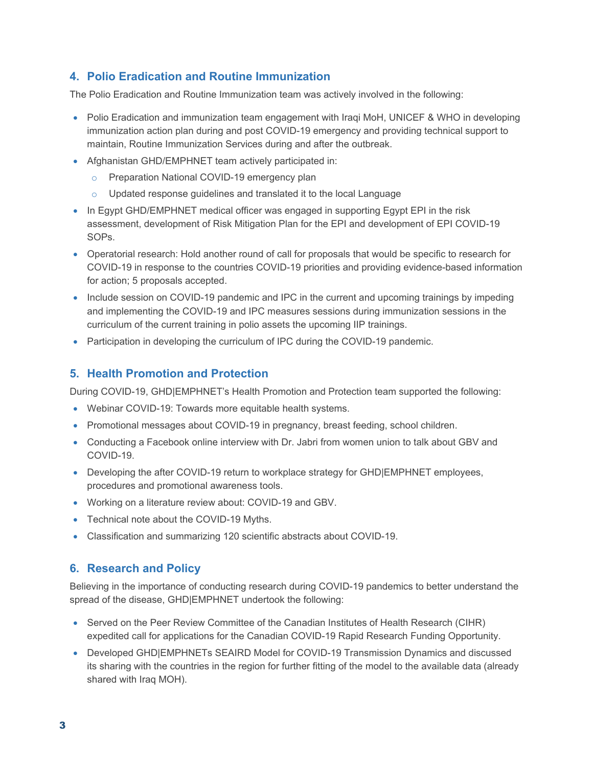## 4. Polio Eradication and Routine Immunization

The Polio Eradication and Routine Immunization team was actively involved in the following:

- Polio Eradication and immunization team engagement with Iraqi MoH, UNICEF & WHO in developing immunization action plan during and post COVID-19 emergency and providing technical support to maintain, Routine Immunization Services during and after the outbreak.
- Afghanistan GHD/EMPHNET team actively participated in:
  - Preparation National COVID-19 emergency plan
  - Updated response guidelines and translated it to the local Language
- In Egypt GHD/EMPHNET medical officer was engaged in supporting Egypt EPI in the risk assessment, development of Risk Mitigation Plan for the EPI and development of EPI COVID-19 SOPs.
- Operatorial research: Hold another round of call for proposals that would be specific to research for COVID-19 in response to the countries COVID-19 priorities and providing evidence-based information for action; 5 proposals accepted.
- Include session on COVID-19 pandemic and IPC in the current and upcoming trainings by impeding and implementing the COVID-19 and IPC measures sessions during immunization sessions in the curriculum of the current training in polio assets the upcoming IIP trainings.
- Participation in developing the curriculum of IPC during the COVID-19 pandemic.

## 5. Health Promotion and Protection

During COVID-19, GHD|EMPHNET's Health Promotion and Protection team supported the following:

- Webinar COVID-19: Towards more equitable health systems.
- Promotional messages about COVID-19 in pregnancy, breast feeding, school children.
- Conducting a Facebook online interview with Dr. Jabri from women union to talk about GBV and COVID-19.
- Developing the after COVID-19 return to workplace strategy for GHD|EMPHNET employees, procedures and promotional awareness tools.
- Working on a literature review about: COVID-19 and GBV.
- Technical note about the COVID-19 Myths.
- Classification and summarizing 120 scientific abstracts about COVID-19.

## 6. Research and Policy

Believing in the importance of conducting research during COVID-19 pandemics to better understand the spread of the disease, GHD|EMPHNET undertook the following:

- Served on the Peer Review Committee of the Canadian Institutes of Health Research (CIHR) expedited call for applications for the Canadian COVID-19 Rapid Research Funding Opportunity.
- Developed GHD|EMPHNETs SEAIRD Model for COVID-19 Transmission Dynamics and discussed its sharing with the countries in the region for further fitting of the model to the available data (already shared with Iraq MOH).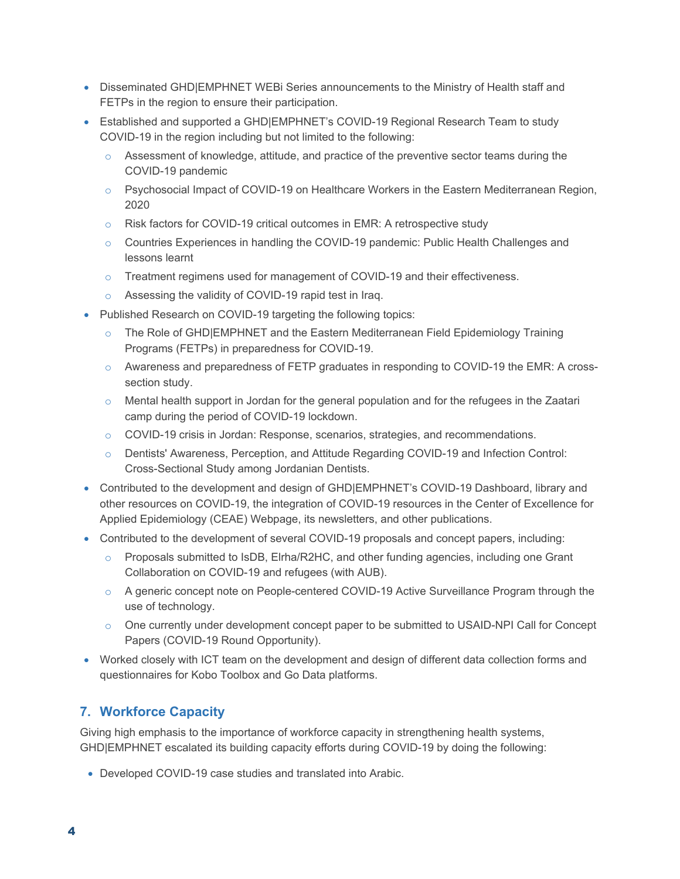- Disseminated GHD|EMPHNET WEBi Series announcements to the Ministry of Health staff and FETPs in the region to ensure their participation.
- Established and supported a GHD|EMPHNET's COVID-19 Regional Research Team to study COVID-19 in the region including but not limited to the following:
    - Assessment of knowledge, attitude, and practice of the preventive sector teams during the COVID-19 pandemic
    - Psychosocial Impact of COVID-19 on Healthcare Workers in the Eastern Mediterranean Region, 2020
    - Risk factors for COVID-19 critical outcomes in EMR: A retrospective study
    - Countries Experiences in handling the COVID-19 pandemic: Public Health Challenges and lessons learnt
    - Treatment regimens used for management of COVID-19 and their effectiveness.
    - Assessing the validity of COVID-19 rapid test in Iraq.
- Published Research on COVID-19 targeting the following topics:
    - The Role of GHD|EMPHNET and the Eastern Mediterranean Field Epidemiology Training Programs (FETPs) in preparedness for COVID-19.
    - Awareness and preparedness of FETP graduates in responding to COVID-19 the EMR: A cross-section study.
    - Mental health support in Jordan for the general population and for the refugees in the Zaatari camp during the period of COVID-19 lockdown.
    - COVID-19 crisis in Jordan: Response, scenarios, strategies, and recommendations.
    - Dentists' Awareness, Perception, and Attitude Regarding COVID-19 and Infection Control: Cross-Sectional Study among Jordanian Dentists.
- Contributed to the development and design of GHD|EMPHNET's COVID-19 Dashboard, library and other resources on COVID-19, the integration of COVID-19 resources in the Center of Excellence for Applied Epidemiology (CEAE) Webpage, its newsletters, and other publications.
- Contributed to the development of several COVID-19 proposals and concept papers, including:
    - Proposals submitted to IsDB, Elrha/R2HC, and other funding agencies, including one Grant Collaboration on COVID-19 and refugees (with AUB).
    - A generic concept note on People-centered COVID-19 Active Surveillance Program through the use of technology.
    - One currently under development concept paper to be submitted to USAID-NPI Call for Concept Papers (COVID-19 Round Opportunity).
- Worked closely with ICT team on the development and design of different data collection forms and questionnaires for Kobo Toolbox and Go Data platforms.

## 7. Workforce Capacity

Giving high emphasis to the importance of workforce capacity in strengthening health systems, GHD|EMPHNET escalated its building capacity efforts during COVID-19 by doing the following:

- Developed COVID-19 case studies and translated into Arabic.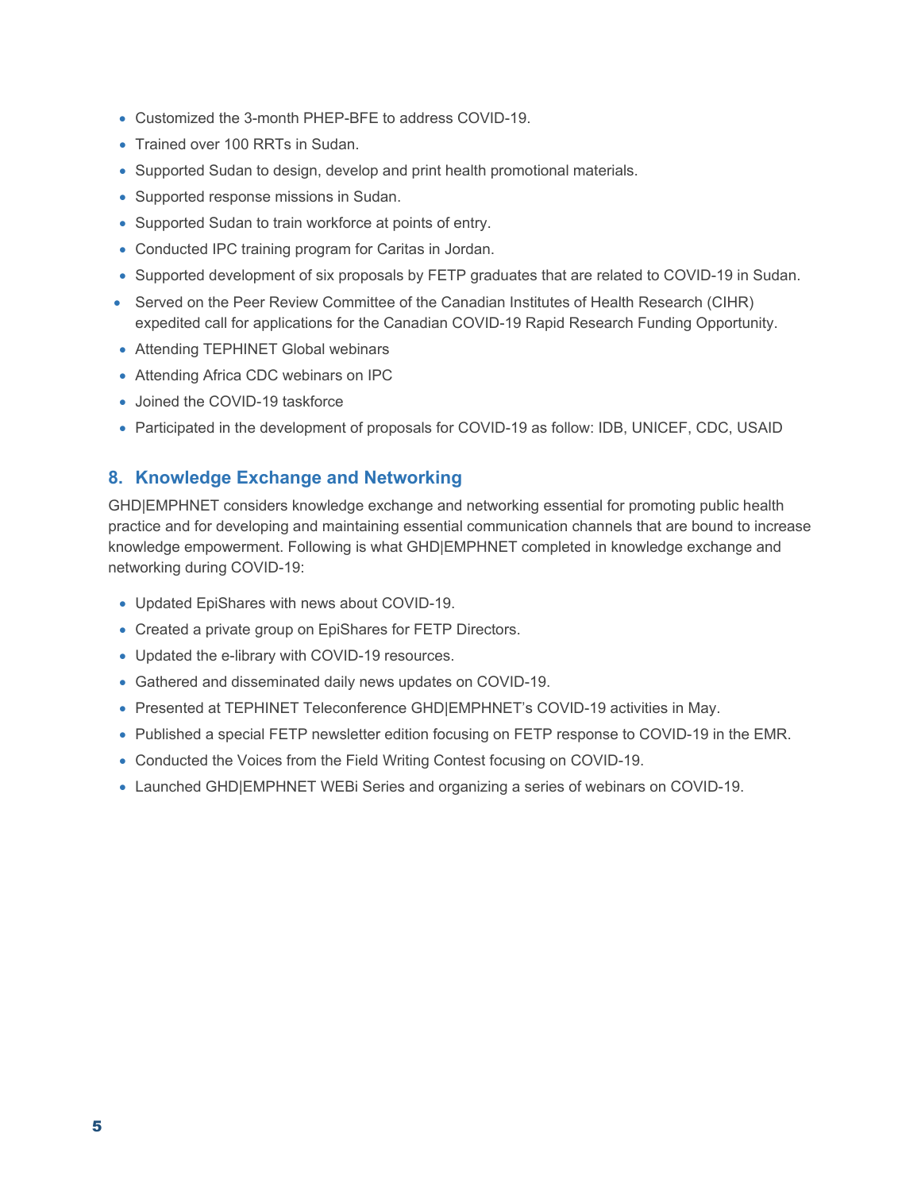- Customized the 3-month PHEP-BFE to address COVID-19.
- Trained over 100 RRTs in Sudan.
- Supported Sudan to design, develop and print health promotional materials.
- Supported response missions in Sudan.
- Supported Sudan to train workforce at points of entry.
- Conducted IPC training program for Caritas in Jordan.
- Supported development of six proposals by FETP graduates that are related to COVID-19 in Sudan.
- Served on the Peer Review Committee of the Canadian Institutes of Health Research (CIHR) expedited call for applications for the Canadian COVID-19 Rapid Research Funding Opportunity.
- Attending TEPHINET Global webinars
- Attending Africa CDC webinars on IPC
- Joined the COVID-19 taskforce
- Participated in the development of proposals for COVID-19 as follow: IDB, UNICEF, CDC, USAID

## 8. Knowledge Exchange and Networking

GHD|EMPHNET considers knowledge exchange and networking essential for promoting public health practice and for developing and maintaining essential communication channels that are bound to increase knowledge empowerment. Following is what GHD|EMPHNET completed in knowledge exchange and networking during COVID-19:

- Updated EpiShares with news about COVID-19.
- Created a private group on EpiShares for FETP Directors.
- Updated the e-library with COVID-19 resources.
- Gathered and disseminated daily news updates on COVID-19.
- Presented at TEPHINET Teleconference GHD|EMPHNET's COVID-19 activities in May.
- Published a special FETP newsletter edition focusing on FETP response to COVID-19 in the EMR.
- Conducted the Voices from the Field Writing Contest focusing on COVID-19.
- Launched GHD|EMPHNET WEBi Series and organizing a series of webinars on COVID-19.